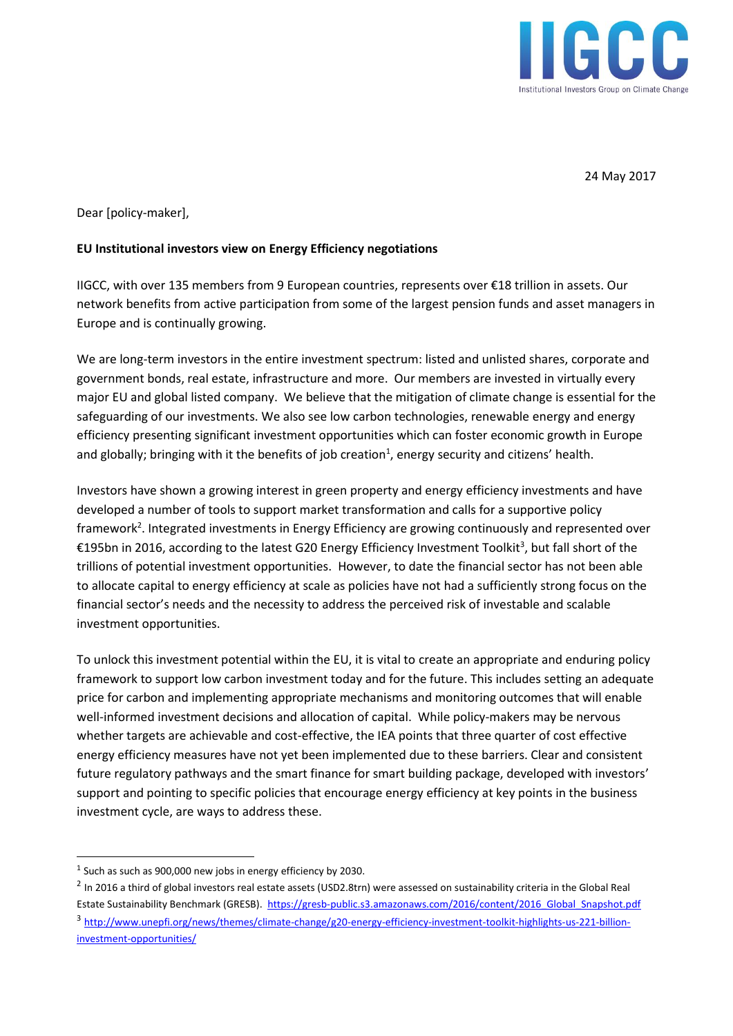IIGCC

Institutional Investors Group on Climate Change

24 May 2017

Dear [policy-maker],

**EU Institutional investors view on Energy Efficiency negotiations**

IIGCC, with over 135 members from 9 European countries, represents over €18 trillion in assets. Our network benefits from active participation from some of the largest pension funds and asset managers in Europe and is continually growing.

We are long-term investors in the entire investment spectrum: listed and unlisted shares, corporate and government bonds, real estate, infrastructure and more. Our members are invested in virtually every major EU and global listed company. We believe that the mitigation of climate change is essential for the safeguarding of our investments. We also see low carbon technologies, renewable energy and energy efficiency presenting significant investment opportunities which can foster economic growth in Europe and globally; bringing with it the benefits of job creation[1], energy security and citizens' health.

Investors have shown a growing interest in green property and energy efficiency investments and have developed a number of tools to support market transformation and calls for a supportive policy framework[2]. Integrated investments in Energy Efficiency are growing continuously and represented over €195bn in 2016, according to the latest G20 Energy Efficiency Investment Toolkit[3], but fall short of the trillions of potential investment opportunities. However, to date the financial sector has not been able to allocate capital to energy efficiency at scale as policies have not had a sufficiently strong focus on the financial sector's needs and the necessity to address the perceived risk of investable and scalable investment opportunities.

To unlock this investment potential within the EU, it is vital to create an appropriate and enduring policy framework to support low carbon investment today and for the future. This includes setting an adequate price for carbon and implementing appropriate mechanisms and monitoring outcomes that will enable well-informed investment decisions and allocation of capital. While policy-makers may be nervous whether targets are achievable and cost-effective, the IEA points that three quarter of cost effective energy efficiency measures have not yet been implemented due to these barriers. Clear and consistent future regulatory pathways and the smart finance for smart building package, developed with investors' support and pointing to specific policies that encourage energy efficiency at key points in the business investment cycle, are ways to address these.

---

[1] Such as such as 900,000 new jobs in energy efficiency by 2030.

[2] In 2016 a third of global investors real estate assets (USD2.8trn) were assessed on sustainability criteria in the Global Real Estate Sustainability Benchmark (GRESB). https://gresb-public.s3.amazonaws.com/2016/content/2016_Global_Snapshot.pdf

[3] http://www.unepfi.org/news/themes/climate-change/g20-energy-efficiency-investment-toolkit-highlights-us-221-billion-investment-opportunities/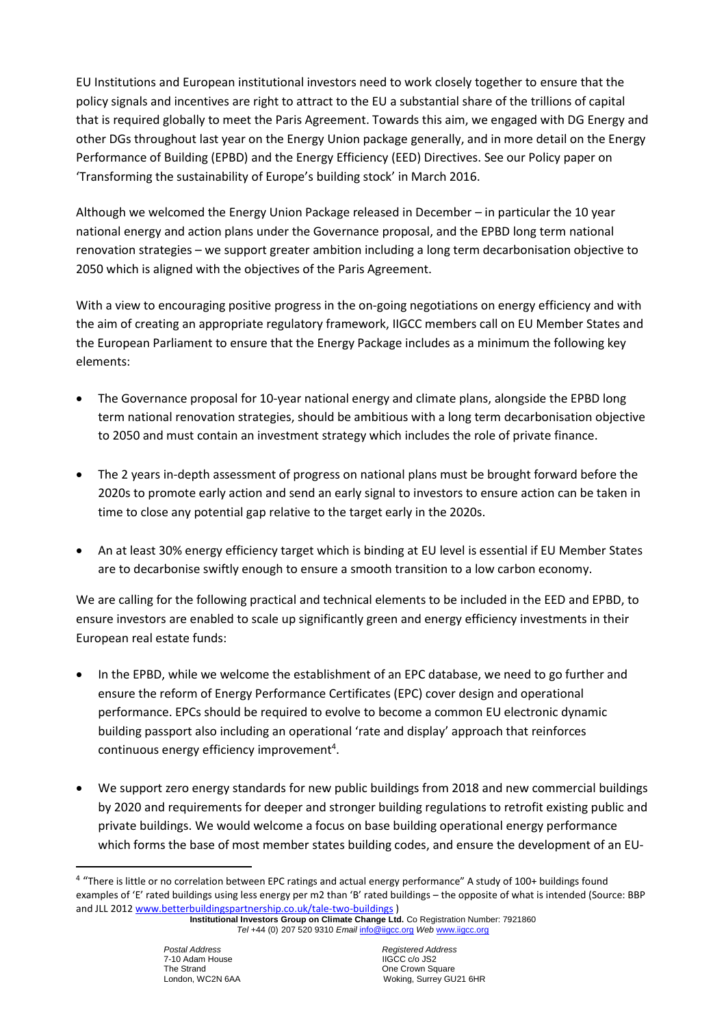EU Institutions and European institutional investors need to work closely together to ensure that the policy signals and incentives are right to attract to the EU a substantial share of the trillions of capital that is required globally to meet the Paris Agreement. Towards this aim, we engaged with DG Energy and other DGs throughout last year on the Energy Union package generally, and in more detail on the Energy Performance of Building (EPBD) and the Energy Efficiency (EED) Directives. See our Policy paper on 'Transforming the sustainability of Europe's building stock' in March 2016.

Although we welcomed the Energy Union Package released in December – in particular the 10 year national energy and action plans under the Governance proposal, and the EPBD long term national renovation strategies – we support greater ambition including a long term decarbonisation objective to 2050 which is aligned with the objectives of the Paris Agreement.

With a view to encouraging positive progress in the on-going negotiations on energy efficiency and with the aim of creating an appropriate regulatory framework, IIGCC members call on EU Member States and the European Parliament to ensure that the Energy Package includes as a minimum the following key elements:

- The Governance proposal for 10-year national energy and climate plans, alongside the EPBD long term national renovation strategies, should be ambitious with a long term decarbonisation objective to 2050 and must contain an investment strategy which includes the role of private finance.
- The 2 years in-depth assessment of progress on national plans must be brought forward before the 2020s to promote early action and send an early signal to investors to ensure action can be taken in time to close any potential gap relative to the target early in the 2020s.
- An at least 30% energy efficiency target which is binding at EU level is essential if EU Member States are to decarbonise swiftly enough to ensure a smooth transition to a low carbon economy.

We are calling for the following practical and technical elements to be included in the EED and EPBD, to ensure investors are enabled to scale up significantly green and energy efficiency investments in their European real estate funds:

- In the EPBD, while we welcome the establishment of an EPC database, we need to go further and ensure the reform of Energy Performance Certificates (EPC) cover design and operational performance. EPCs should be required to evolve to become a common EU electronic dynamic building passport also including an operational 'rate and display' approach that reinforces continuous energy efficiency improvement[4].
- We support zero energy standards for new public buildings from 2018 and new commercial buildings by 2020 and requirements for deeper and stronger building regulations to retrofit existing public and private buildings. We would welcome a focus on base building operational energy performance which forms the base of most member states building codes, and ensure the development of an EU-

[4] "There is little or no correlation between EPC ratings and actual energy performance" A study of 100+ buildings found examples of 'E' rated buildings using less energy per m2 than 'B' rated buildings – the opposite of what is intended (Source: BBP and JLL 2012 www.betterbuildingspartnership.co.uk/tale-two-buildings )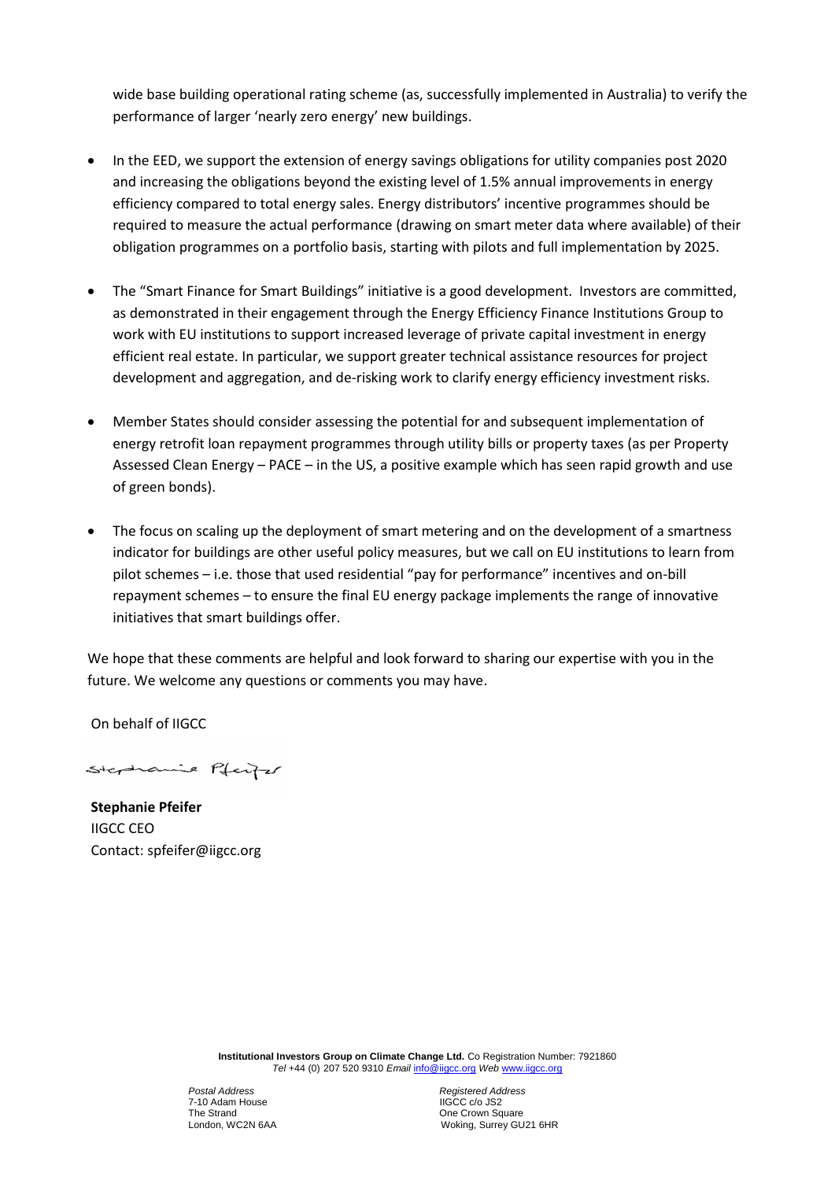wide base building operational rating scheme (as, successfully implemented in Australia) to verify the performance of larger 'nearly zero energy' new buildings.

- In the EED, we support the extension of energy savings obligations for utility companies post 2020 and increasing the obligations beyond the existing level of 1.5% annual improvements in energy efficiency compared to total energy sales. Energy distributors' incentive programmes should be required to measure the actual performance (drawing on smart meter data where available) of their obligation programmes on a portfolio basis, starting with pilots and full implementation by 2025.

- The "Smart Finance for Smart Buildings" initiative is a good development. Investors are committed, as demonstrated in their engagement through the Energy Efficiency Finance Institutions Group to work with EU institutions to support increased leverage of private capital investment in energy efficient real estate. In particular, we support greater technical assistance resources for project development and aggregation, and de-risking work to clarify energy efficiency investment risks.

- Member States should consider assessing the potential for and subsequent implementation of energy retrofit loan repayment programmes through utility bills or property taxes (as per Property Assessed Clean Energy – PACE – in the US, a positive example which has seen rapid growth and use of green bonds).

- The focus on scaling up the deployment of smart metering and on the development of a smartness indicator for buildings are other useful policy measures, but we call on EU institutions to learn from pilot schemes – i.e. those that used residential "pay for performance" incentives and on-bill repayment schemes – to ensure the final EU energy package implements the range of innovative initiatives that smart buildings offer.

We hope that these comments are helpful and look forward to sharing our expertise with you in the future. We welcome any questions or comments you may have.

On behalf of IIGCC

Stephanie Pfeifer

**Stephanie Pfeifer**
IIGCC CEO
Contact: spfeifer@iigcc.org

**Institutional Investors Group on Climate Change Ltd.** Co Registration Number: 7921860
*Tel* +44 (0) 207 520 9310 *Email* info@iigcc.org *Web* www.iigcc.org

*Postal Address*
7-10 Adam House
The Strand
London, WC2N 6AA

*Registered Address*
IIGCC c/o JS2
One Crown Square
Woking, Surrey GU21 6HR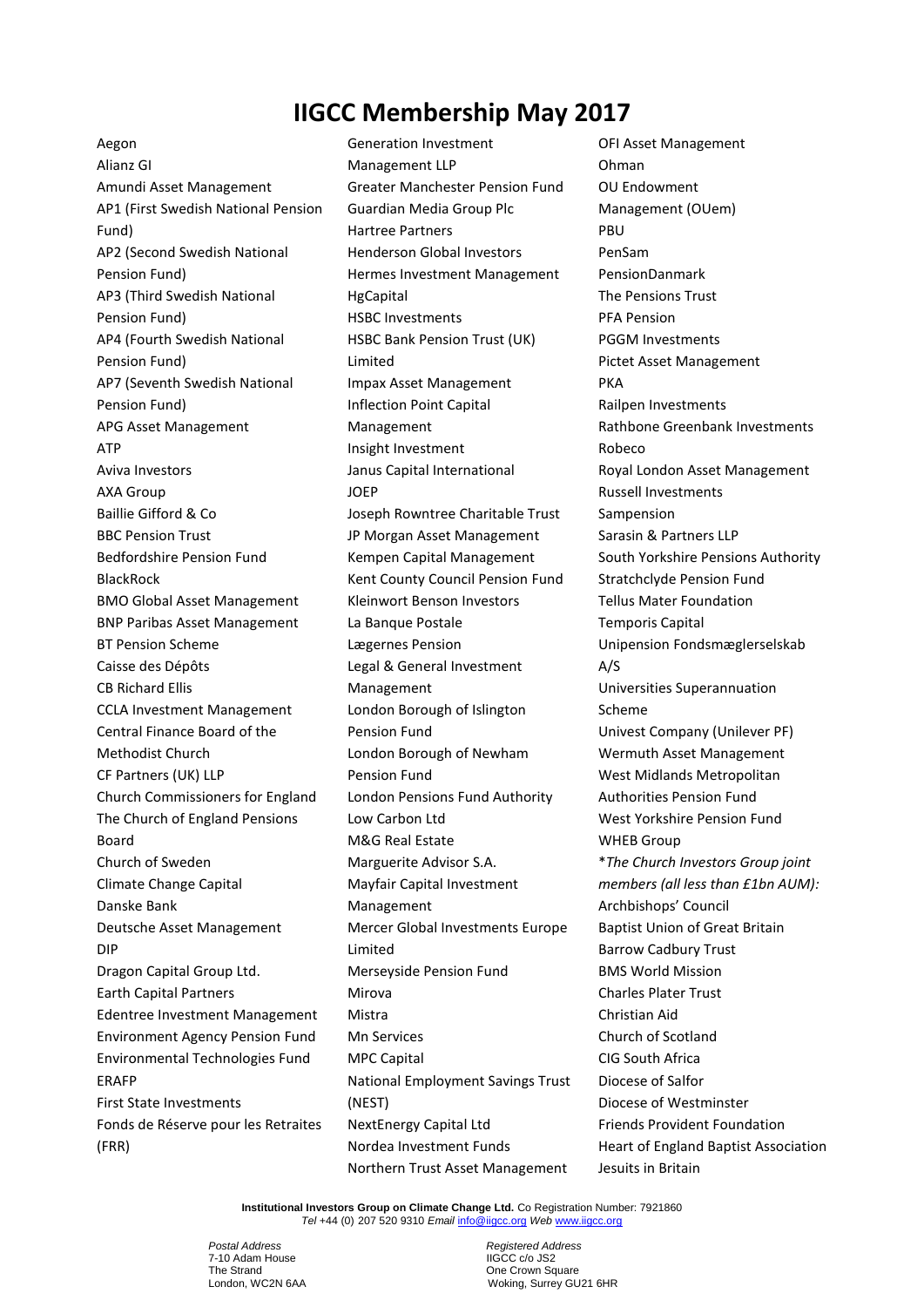# IIGCC Membership May 2017

Aegon
Alianz GI
Amundi Asset Management
AP1 (First Swedish National Pension Fund)
AP2 (Second Swedish National Pension Fund)
AP3 (Third Swedish National Pension Fund)
AP4 (Fourth Swedish National Pension Fund)
AP7 (Seventh Swedish National Pension Fund)
APG Asset Management
ATP
Aviva Investors
AXA Group
Baillie Gifford & Co
BBC Pension Trust
Bedfordshire Pension Fund
BlackRock
BMO Global Asset Management
BNP Paribas Asset Management
BT Pension Scheme
Caisse des Dépôts
CB Richard Ellis
CCLA Investment Management
Central Finance Board of the Methodist Church
CF Partners (UK) LLP
Church Commissioners for England
The Church of England Pensions Board
Church of Sweden
Climate Change Capital
Danske Bank
Deutsche Asset Management
DIP
Dragon Capital Group Ltd.
Earth Capital Partners
Edentree Investment Management
Environment Agency Pension Fund
Environmental Technologies Fund
ERAFP
First State Investments
Fonds de Réserve pour les Retraites (FRR)
Generation Investment Management LLP
Greater Manchester Pension Fund
Guardian Media Group Plc
Hartree Partners
Henderson Global Investors
Hermes Investment Management
HgCapital
HSBC Investments
HSBC Bank Pension Trust (UK) Limited
Impax Asset Management
Inflection Point Capital Management
Insight Investment
Janus Capital International
JOEP
Joseph Rowntree Charitable Trust
JP Morgan Asset Management
Kempen Capital Management
Kent County Council Pension Fund
Kleinwort Benson Investors
La Banque Postale
Lægernes Pension
Legal & General Investment Management
London Borough of Islington Pension Fund
London Borough of Newham Pension Fund
London Pensions Fund Authority
Low Carbon Ltd
M&G Real Estate
Marguerite Advisor S.A.
Mayfair Capital Investment Management
Mercer Global Investments Europe Limited
Merseyside Pension Fund
Mirova
Mistra
Mn Services
MPC Capital
National Employment Savings Trust (NEST)
NextEnergy Capital Ltd
Nordea Investment Funds
Northern Trust Asset Management
OFI Asset Management
Ohman
OU Endowment Management (OUem)
PBU
PenSam
PensionDanmark
The Pensions Trust
PFA Pension
PGGM Investments
Pictet Asset Management
PKA
Railpen Investments
Rathbone Greenbank Investments
Robeco
Royal London Asset Management
Russell Investments
Sampension
Sarasin & Partners LLP
South Yorkshire Pensions Authority
Stratchclyde Pension Fund
Tellus Mater Foundation
Temporis Capital
Unipension Fondsmæglerselskab A/S
Universities Superannuation Scheme
Univest Company (Unilever PF)
Wermuth Asset Management
West Midlands Metropolitan Authorities Pension Fund
West Yorkshire Pension Fund
WHEB Group

**\****The Church Investors Group joint members (all less than £1bn AUM):*

Archbishops' Council
Baptist Union of Great Britain
Barrow Cadbury Trust
BMS World Mission
Charles Plater Trust
Christian Aid
Church of Scotland
CIG South Africa
Diocese of Salfor
Diocese of Westminster
Friends Provident Foundation
Heart of England Baptist Association
Jesuits in Britain

**Institutional Investors Group on Climate Change Ltd.** Co Registration Number: 7921860
*Tel* +44 (0) 207 520 9310 *Email* info@iigcc.org *Web* www.iigcc.org

*Postal Address*
7-10 Adam House
The Strand
London, WC2N 6AA

*Registered Address*
IIGCC c/o JS2
One Crown Square
Woking, Surrey GU21 6HR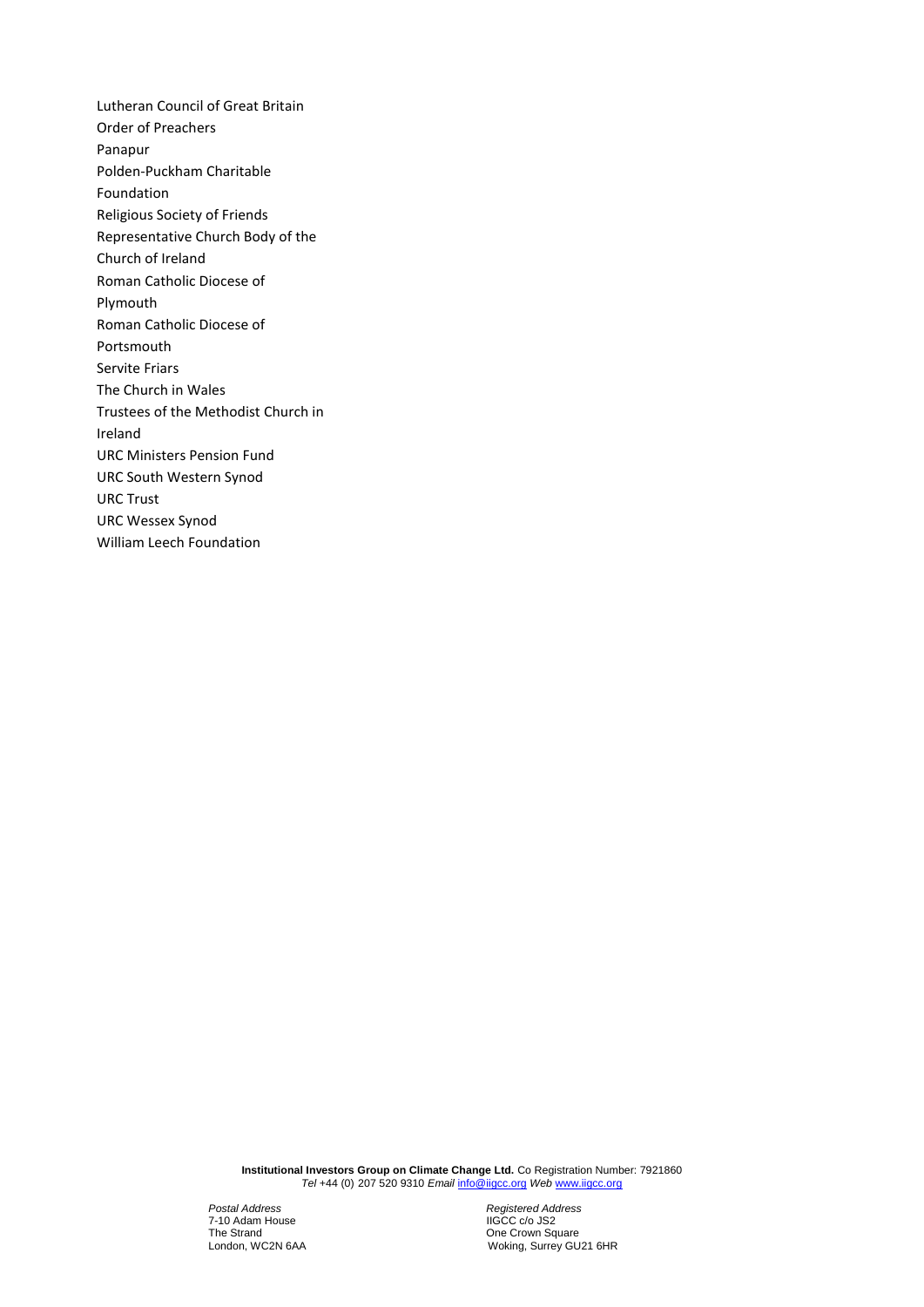Lutheran Council of Great Britain

Order of Preachers

Panapur

Polden-Puckham Charitable Foundation

Religious Society of Friends

Representative Church Body of the Church of Ireland

Roman Catholic Diocese of Plymouth

Roman Catholic Diocese of Portsmouth

Servite Friars

The Church in Wales

Trustees of the Methodist Church in Ireland

URC Ministers Pension Fund

URC South Western Synod

URC Trust

URC Wessex Synod

William Leech Foundation

**Institutional Investors Group on Climate Change Ltd.** Co Registration Number: 7921860
*Tel* +44 (0) 207 520 9310 *Email* info@iigcc.org *Web* www.iigcc.org

*Postal Address*
7-10 Adam House
The Strand
London, WC2N 6AA

*Registered Address*
IIGCC c/o JS2
One Crown Square
Woking, Surrey GU21 6HR